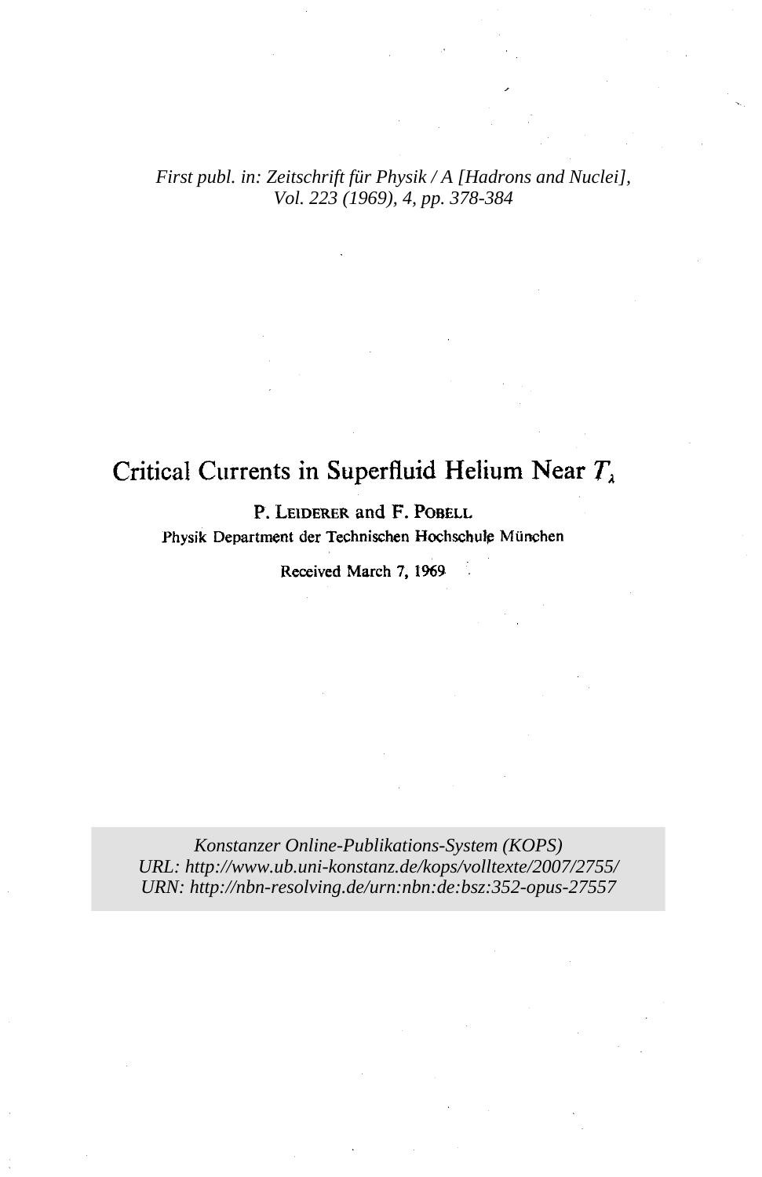*First publ. in: Zeitschrift für Physik / A [Hadrons and Nuclei], Vol. 223 (1969), 4, pp. 378-384*

# Critical Currents in Superfluid Helium Near $T_\lambda$

P. LEIDERER and F. POBELL

Physik Department der Technischen Hochschule München

Received March 7, 1969

Konstanzer Online-Publikations-System (KOPS)
URL: http://www.ub.uni-konstanz.de/kops/volltexte/2007/2755/
URN: http://nbn-resolving.de/urn:nbn:de:bsz:352-opus-27557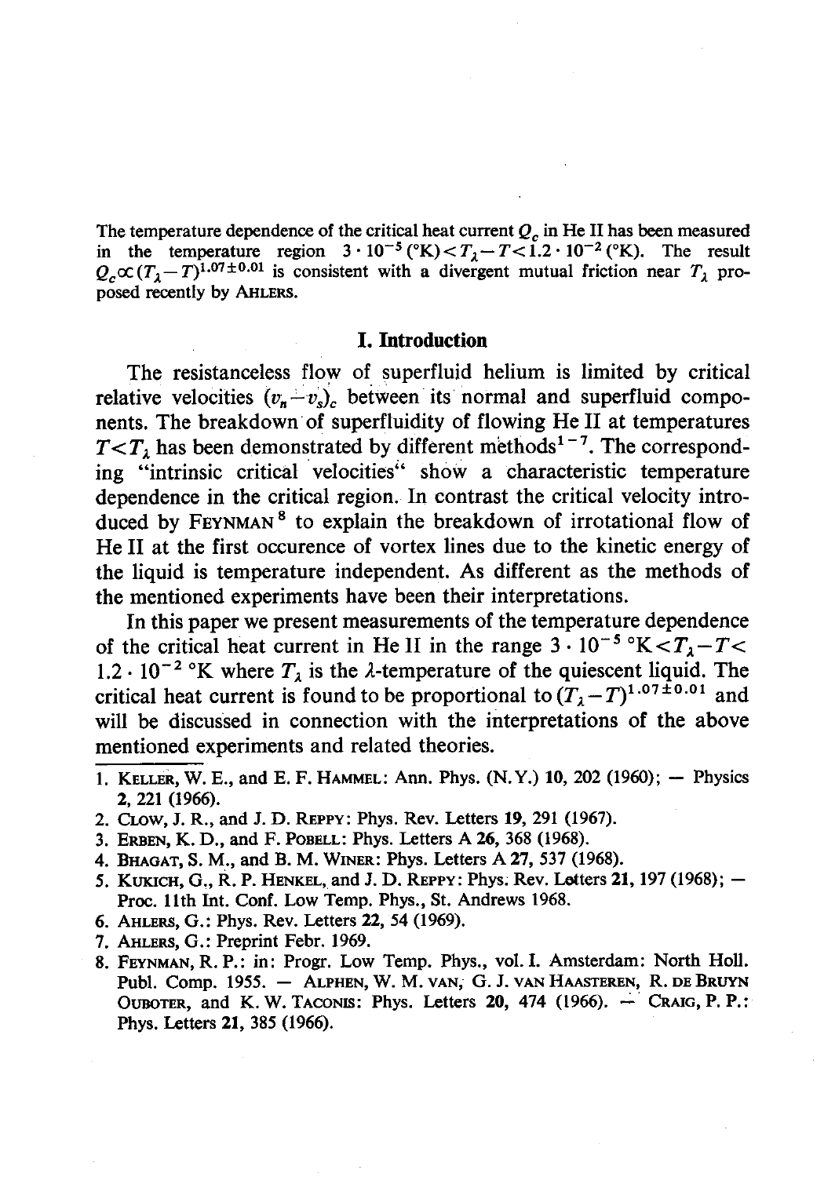The temperature dependence of the critical heat current $Q_c$ in He II has been measured in the temperature region $3 \cdot 10^{-5}$ (°K) $< T_\lambda - T < 1.2 \cdot 10^{-2}$ (°K). The result $Q_c \propto (T_\lambda - T)^{1.07 \pm 0.01}$ is consistent with a divergent mutual friction near $T_\lambda$ proposed recently by AHLERS.

## I. Introduction

The resistanceless flow of superfluid helium is limited by critical relative velocities $(v_n - v_s)_c$ between its normal and superfluid components. The breakdown of superfluidity of flowing He II at temperatures $T < T_\lambda$ has been demonstrated by different methods[1–7]. The corresponding "intrinsic critical velocities" show a characteristic temperature dependence in the critical region. In contrast the critical velocity introduced by FEYNMAN[8] to explain the breakdown of irrotational flow of He II at the first occurence of vortex lines due to the kinetic energy of the liquid is temperature independent. As different as the methods of the mentioned experiments have been their interpretations.

In this paper we present measurements of the temperature dependence of the critical heat current in He II in the range $3 \cdot 10^{-5}$ °K $< T_\lambda - T <$ $1.2 \cdot 10^{-2}$ °K where $T_\lambda$ is the $\lambda$-temperature of the quiescent liquid. The critical heat current is found to be proportional to $(T_\lambda - T)^{1.07 \pm 0.01}$ and will be discussed in connection with the interpretations of the above mentioned experiments and related theories.

---

1. KELLER, W. E., and E. F. HAMMEL: Ann. Phys. (N.Y.) **10**, 202 (1960); — Physics **2**, 221 (1966).
2. CLOW, J. R., and J. D. REPPY: Phys. Rev. Letters **19**, 291 (1967).
3. ERBEN, K. D., and F. POBELL: Phys. Letters A **26**, 368 (1968).
4. BHAGAT, S. M., and B. M. WINER: Phys. Letters A **27**, 537 (1968).
5. KUKICH, G., R. P. HENKEL, and J. D. REPPY: Phys. Rev. Letters **21**, 197 (1968); — Proc. 11th Int. Conf. Low Temp. Phys., St. Andrews 1968.
6. AHLERS, G.: Phys. Rev. Letters **22**, 54 (1969).
7. AHLERS, G.: Preprint Febr. 1969.
8. FEYNMAN, R. P.: in: Progr. Low Temp. Phys., vol. I. Amsterdam: North Holl. Publ. Comp. 1955. — ALPHEN, W. M. VAN, G. J. VAN HAASTEREN, R. DE BRUYN OUBOTER, and K. W. TACONIS: Phys. Letters **20**, 474 (1966). — CRAIG, P. P.: Phys. Letters **21**, 385 (1966).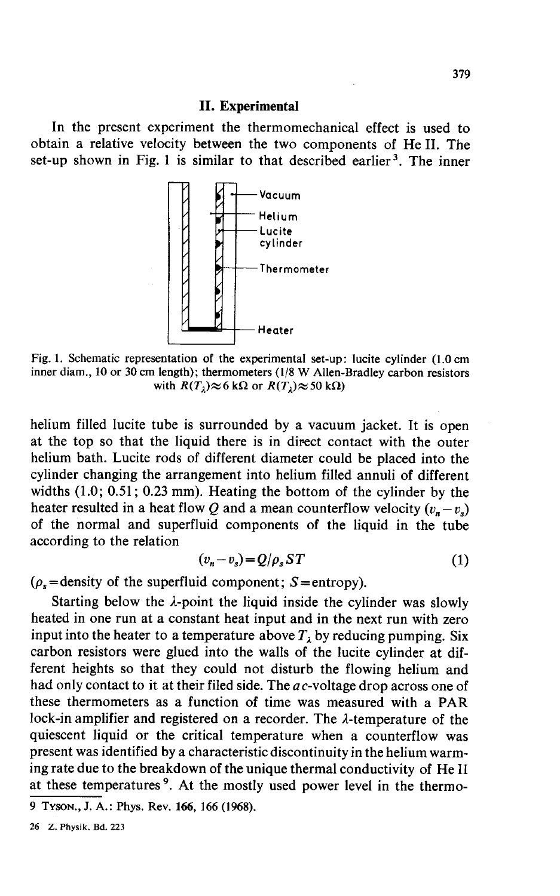## II. Experimental

In the present experiment the thermomechanical effect is used to obtain a relative velocity between the two components of He II. The set-up shown in Fig. 1 is similar to that described earlier[3]. The inner

Vacuum

Helium

Lucite cylinder

Thermometer

Heater

Fig. 1. Schematic representation of the experimental set-up: lucite cylinder (1.0 cm inner diam., 10 or 30 cm length); thermometers (1/8 W Allen-Bradley carbon resistors with $R(T_\lambda) \approx 6$ kΩ or $R(T_\lambda) \approx 50$ kΩ)

helium filled lucite tube is surrounded by a vacuum jacket. It is open at the top so that the liquid there is in direct contact with the outer helium bath. Lucite rods of different diameter could be placed into the cylinder changing the arrangement into helium filled annuli of different widths (1.0; 0.51; 0.23 mm). Heating the bottom of the cylinder by the heater resulted in a heat flow $Q$ and a mean counterflow velocity $(v_n - v_s)$ of the normal and superfluid components of the liquid in the tube according to the relation

$$(v_n - v_s) = Q/\rho_s S T \tag{1}$$

($\rho_s$ = density of the superfluid component; $S$ = entropy).

Starting below the $\lambda$-point the liquid inside the cylinder was slowly heated in one run at a constant heat input and in the next run with zero input into the heater to a temperature above $T_\lambda$ by reducing pumping. Six carbon resistors were glued into the walls of the lucite cylinder at different heights so that they could not disturb the flowing helium and had only contact to it at their filed side. The *ac*-voltage drop across one of these thermometers as a function of time was measured with a PAR lock-in amplifier and registered on a recorder. The $\lambda$-temperature of the quiescent liquid or the critical temperature when a counterflow was present was identified by a characteristic discontinuity in the helium warming rate due to the breakdown of the unique thermal conductivity of He II at these temperatures[9]. At the mostly used power level in the thermo-

9 TYSON., J. A.: Phys. Rev. **166**, 166 (1968).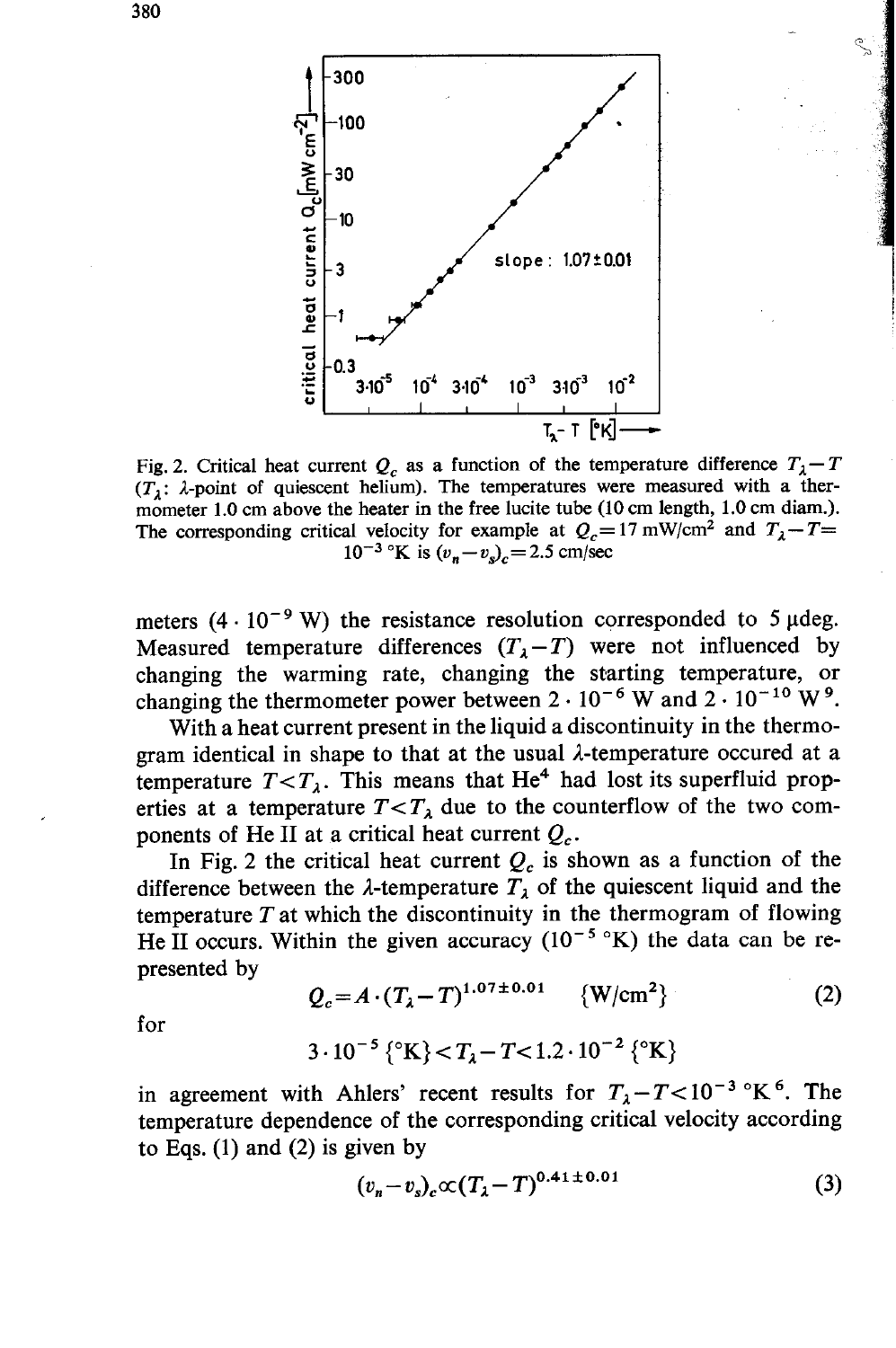critical heat current $Q_c$ [mW cm$^{-2}$]

300

100

30

10

3

1

0.3

slope: 1.07±0.01

$3{\cdot}10^{-5}$ $10^{-4}$ $3{\cdot}10^{-4}$ $10^{-3}$ $3{\cdot}10^{-3}$ $10^{-2}$

$T_\lambda - T$ [°K]

Fig. 2. Critical heat current $Q_c$ as a function of the temperature difference $T_\lambda - T$ ($T_\lambda$: λ-point of quiescent helium). The temperatures were measured with a thermometer 1.0 cm above the heater in the free lucite tube (10 cm length, 1.0 cm diam.). The corresponding critical velocity for example at $Q_c = 17$ mW/cm$^2$ and $T_\lambda - T = 10^{-3}$ °K is $(v_n - v_s)_c = 2.5$ cm/sec

meters ($4 \cdot 10^{-9}$ W) the resistance resolution corresponded to 5 μdeg. Measured temperature differences ($T_\lambda - T$) were not influenced by changing the warming rate, changing the starting temperature, or changing the thermometer power between $2 \cdot 10^{-6}$ W and $2 \cdot 10^{-10}$ W[9].

With a heat current present in the liquid a discontinuity in the thermogram identical in shape to that at the usual λ-temperature occured at a temperature $T < T_\lambda$. This means that $He^4$ had lost its superfluid properties at a temperature $T < T_\lambda$ due to the counterflow of the two components of He II at a critical heat current $Q_c$.

In Fig. 2 the critical heat current $Q_c$ is shown as a function of the difference between the λ-temperature $T_\lambda$ of the quiescent liquid and the temperature $T$ at which the discontinuity in the thermogram of flowing He II occurs. Within the given accuracy ($10^{-5}$ °K) the data can be represented by

$$Q_c = A \cdot (T_\lambda - T)^{1.07 \pm 0.01} \qquad \{\text{W/cm}^2\} \tag{2}$$

for

$$3 \cdot 10^{-5}\,\{°\text{K}\} < T_\lambda - T < 1.2 \cdot 10^{-2}\,\{°\text{K}\}$$

in agreement with Ahlers' recent results for $T_\lambda - T < 10^{-3}$ °K[6]. The temperature dependence of the corresponding critical velocity according to Eqs. (1) and (2) is given by

$$(v_n - v_s)_c \propto (T_\lambda - T)^{0.41 \pm 0.01} \tag{3}$$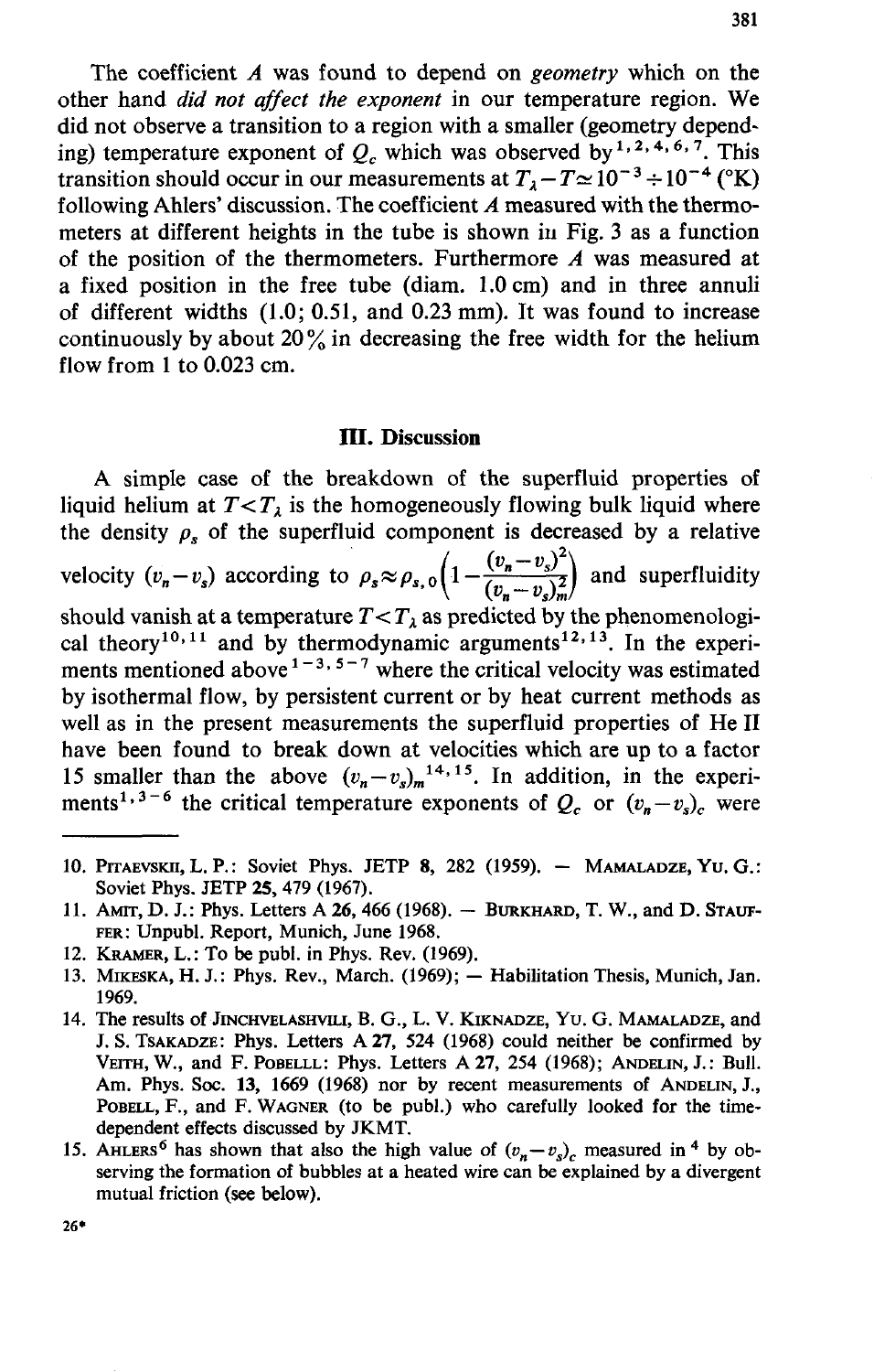The coefficient $A$ was found to depend on *geometry* which on the other hand *did not affect the exponent* in our temperature region. We did not observe a transition to a region with a smaller (geometry depending) temperature exponent of $Q_c$ which was observed by[1,2,4,6,7]. This transition should occur in our measurements at $T_\lambda - T \simeq 10^{-3} \div 10^{-4}$ (°K) following Ahlers' discussion. The coefficient $A$ measured with the thermometers at different heights in the tube is shown in Fig. 3 as a function of the position of the thermometers. Furthermore $A$ was measured at a fixed position in the free tube (diam. 1.0 cm) and in three annuli of different widths (1.0; 0.51, and 0.23 mm). It was found to increase continuously by about 20% in decreasing the free width for the helium flow from 1 to 0.023 cm.

## III. Discussion

A simple case of the breakdown of the superfluid properties of liquid helium at $T < T_\lambda$ is the homogeneously flowing bulk liquid where the density $\rho_s$ of the superfluid component is decreased by a relative velocity $(v_n - v_s)$ according to $\rho_s \approx \rho_{s,0}\left(1 - \frac{(v_n - v_s)^2}{(v_n - v_s)_m^2}\right)$ and superfluidity should vanish at a temperature $T < T_\lambda$ as predicted by the phenomenological theory[10,11] and by thermodynamic arguments[12,13]. In the experiments mentioned above[1-3,5-7] where the critical velocity was estimated by isothermal flow, by persistent current or by heat current methods as well as in the present measurements the superfluid properties of He II have been found to break down at velocities which are up to a factor 15 smaller than the above $(v_n - v_s)_m$[14,15]. In addition, in the experiments[1,3-6] the critical temperature exponents of $Q_c$ or $(v_n - v_s)_c$ were

---

10. Pitaevskii, L. P.: Soviet Phys. JETP **8**, 282 (1959). — Mamaladze, Yu. G.: Soviet Phys. JETP **25**, 479 (1967).
11. Amit, D. J.: Phys. Letters A **26**, 466 (1968). — Burkhard, T. W., and D. Stauffer: Unpubl. Report, Munich, June 1968.
12. Kramer, L.: To be publ. in Phys. Rev. (1969).
13. Mikeska, H. J.: Phys. Rev., March. (1969); — Habilitation Thesis, Munich, Jan. 1969.
14. The results of Jinchvelashvili, B. G., L. V. Kiknadze, Yu. G. Mamaladze, and J. S. Tsakadze: Phys. Letters A **27**, 524 (1968) could neither be confirmed by Veith, W., and F. Pobelll: Phys. Letters A **27**, 254 (1968); Andelin, J.: Bull. Am. Phys. Soc. **13**, 1669 (1968) nor by recent measurements of Andelin, J., Pobell, F., and F. Wagner (to be publ.) who carefully looked for the time-dependent effects discussed by JKMT.
15. Ahlers[6] has shown that also the high value of $(v_n - v_s)_c$ measured in[4] by observing the formation of bubbles at a heated wire can be explained by a divergent mutual friction (see below).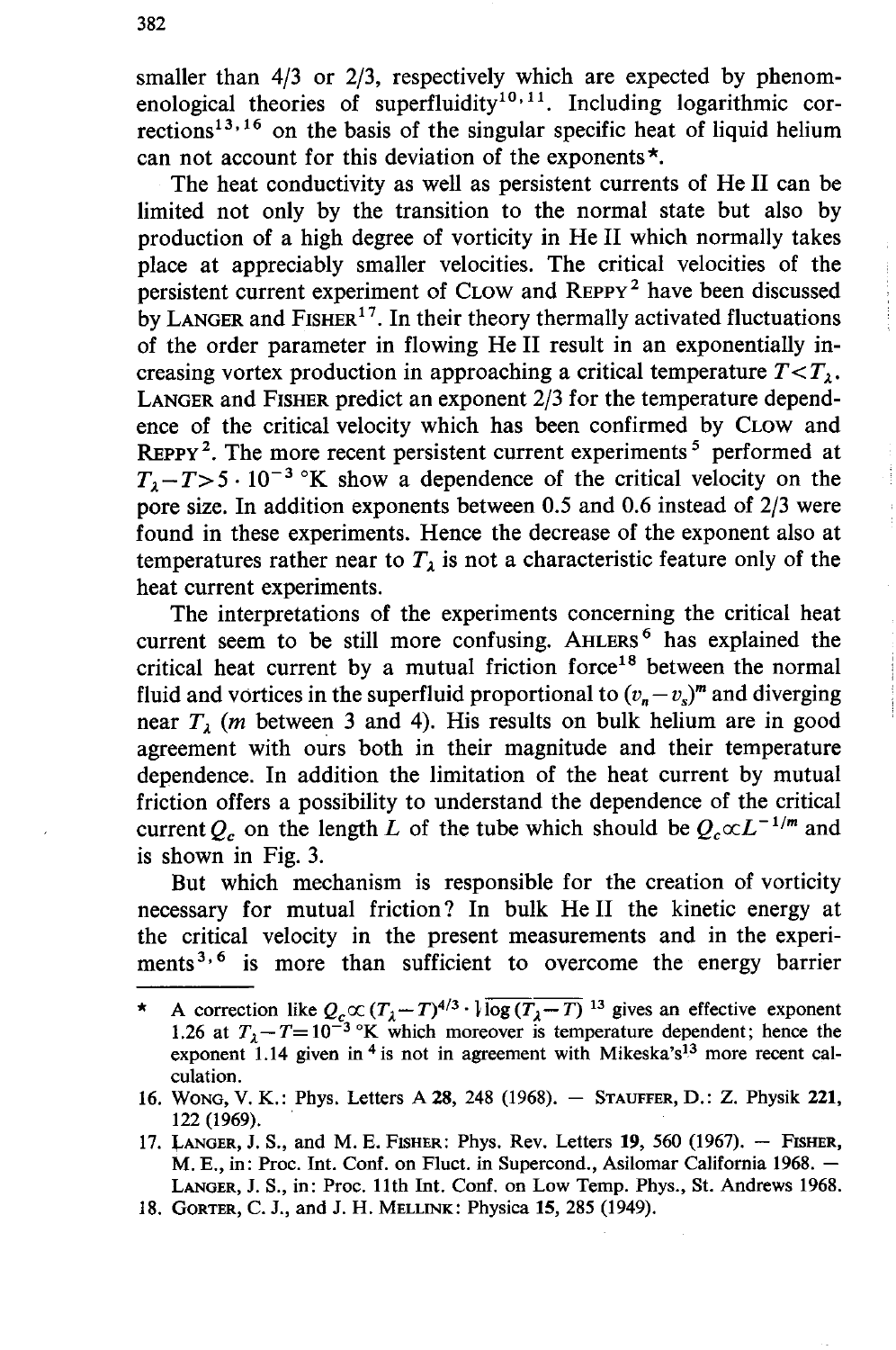smaller than 4/3 or 2/3, respectively which are expected by phenomenological theories of superfluidity[10,11]. Including logarithmic corrections[13,16] on the basis of the singular specific heat of liquid helium can not account for this deviation of the exponents*.

The heat conductivity as well as persistent currents of He II can be limited not only by the transition to the normal state but also by production of a high degree of vorticity in He II which normally takes place at appreciably smaller velocities. The critical velocities of the persistent current experiment of CLOW and REPPY[2] have been discussed by LANGER and FISHER[17]. In their theory thermally activated fluctuations of the order parameter in flowing He II result in an exponentially increasing vortex production in approaching a critical temperature $T<T_\lambda$. LANGER and FISHER predict an exponent 2/3 for the temperature dependence of the critical velocity which has been confirmed by CLOW and REPPY[2]. The more recent persistent current experiments[5] performed at $T_\lambda - T > 5 \cdot 10^{-3}$ °K show a dependence of the critical velocity on the pore size. In addition exponents between 0.5 and 0.6 instead of 2/3 were found in these experiments. Hence the decrease of the exponent also at temperatures rather near to $T_\lambda$ is not a characteristic feature only of the heat current experiments.

The interpretations of the experiments concerning the critical heat current seem to be still more confusing. AHLERS[6] has explained the critical heat current by a mutual friction force[18] between the normal fluid and vortices in the superfluid proportional to $(v_n - v_s)^m$ and diverging near $T_\lambda$ ($m$ between 3 and 4). His results on bulk helium are in good agreement with ours both in their magnitude and their temperature dependence. In addition the limitation of the heat current by mutual friction offers a possibility to understand the dependence of the critical current $Q_c$ on the length $L$ of the tube which should be $Q_c \propto L^{-1/m}$ and is shown in Fig. 3.

But which mechanism is responsible for the creation of vorticity necessary for mutual friction? In bulk He II the kinetic energy at the critical velocity in the present measurements and in the experiments[3,6] is more than sufficient to overcome the energy barrier

---

\* A correction like $Q_c \propto (T_\lambda - T)^{4/3} \cdot \sqrt{\log (T_\lambda - T)}$ [13] gives an effective exponent 1.26 at $T_\lambda - T = 10^{-3}$ °K which moreover is temperature dependent; hence the exponent 1.14 given in [4] is not in agreement with Mikeska's[13] more recent calculation.

16. WONG, V. K.: Phys. Letters A **28**, 248 (1968). — STAUFFER, D.: Z. Physik **221**, 122 (1969).
17. LANGER, J. S., and M. E. FISHER: Phys. Rev. Letters **19**, 560 (1967). — FISHER, M. E., in: Proc. Int. Conf. on Fluct. in Supercond., Asilomar California 1968. — LANGER, J. S., in: Proc. 11th Int. Conf. on Low Temp. Phys., St. Andrews 1968.
18. GORTER, C. J., and J. H. MELLINK: Physica **15**, 285 (1949).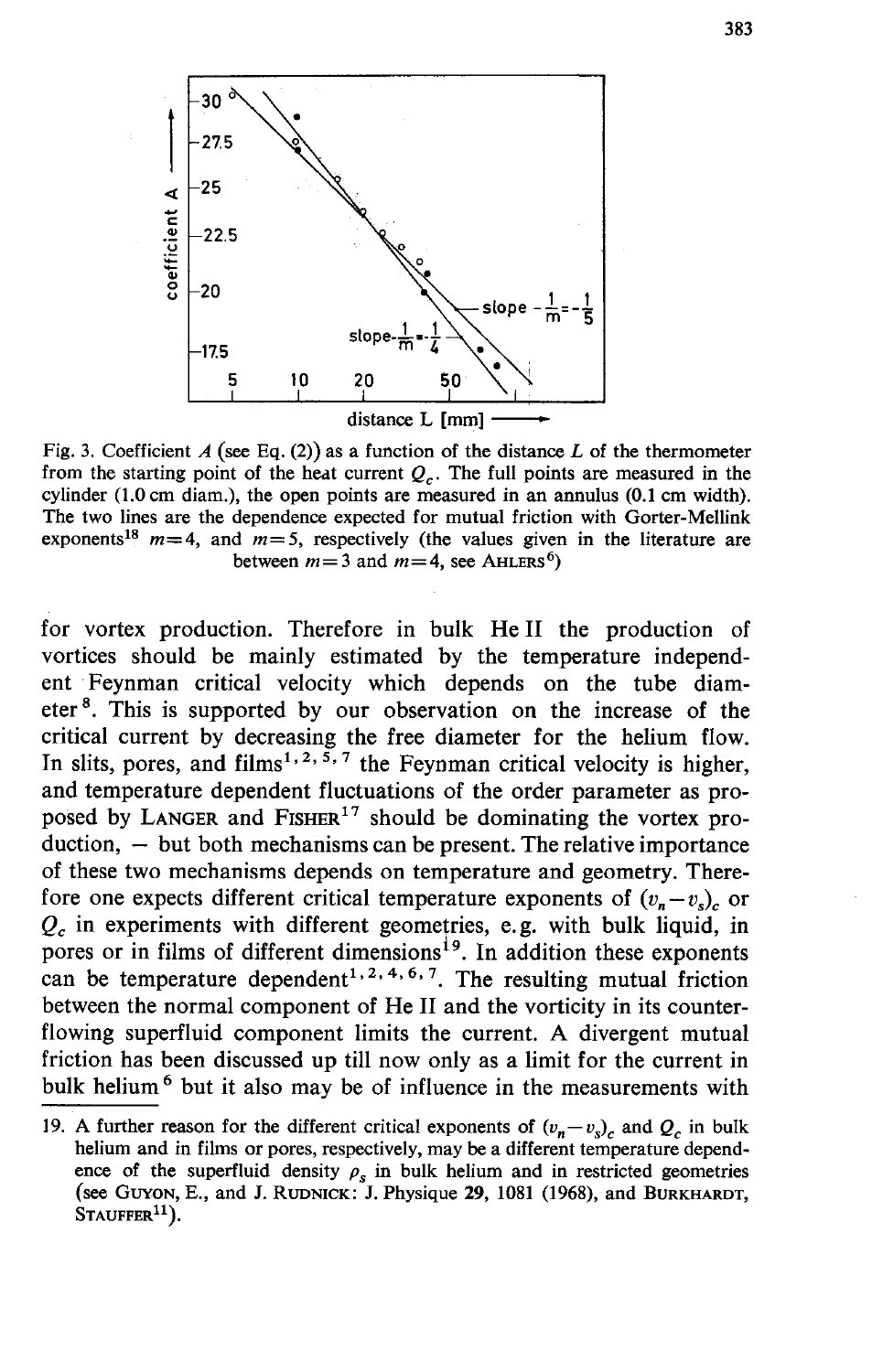coefficient A

30

27.5

25

22.5

20

17.5

5

10

20

50

slope $-\frac{1}{m}=-\frac{1}{4}$

slope $-\frac{1}{m}=-\frac{1}{5}$

distance L [mm]

Fig. 3. Coefficient $A$ (see Eq. (2)) as a function of the distance $L$ of the thermometer from the starting point of the heat current $Q_c$. The full points are measured in the cylinder (1.0 cm diam.), the open points are measured in an annulus (0.1 cm width). The two lines are the dependence expected for mutual friction with Gorter-Mellink exponents[18] $m=4$, and $m=5$, respectively (the values given in the literature are between $m=3$ and $m=4$, see AHLERS[6])

for vortex production. Therefore in bulk He II the production of vortices should be mainly estimated by the temperature independent Feynman critical velocity which depends on the tube diameter[8]. This is supported by our observation on the increase of the critical current by decreasing the free diameter for the helium flow. In slits, pores, and films[1,2,5,7] the Feynman critical velocity is higher, and temperature dependent fluctuations of the order parameter as proposed by LANGER and FISHER[17] should be dominating the vortex production, – but both mechanisms can be present. The relative importance of these two mechanisms depends on temperature and geometry. Therefore one expects different critical temperature exponents of $(v_n - v_s)_c$ or $Q_c$ in experiments with different geometries, e.g. with bulk liquid, in pores or in films of different dimensions[19]. In addition these exponents can be temperature dependent[1,2,4,6,7]. The resulting mutual friction between the normal component of He II and the vorticity in its counterflowing superfluid component limits the current. A divergent mutual friction has been discussed up till now only as a limit for the current in bulk helium[6] but it also may be of influence in the measurements with

19. A further reason for the different critical exponents of $(v_n - v_s)_c$ and $Q_c$ in bulk helium and in films or pores, respectively, may be a different temperature dependence of the superfluid density $\rho_s$ in bulk helium and in restricted geometries (see GUYON, E., and J. RUDNICK: J. Physique **29**, 1081 (1968), and BURKHARDT, STAUFFER[11]).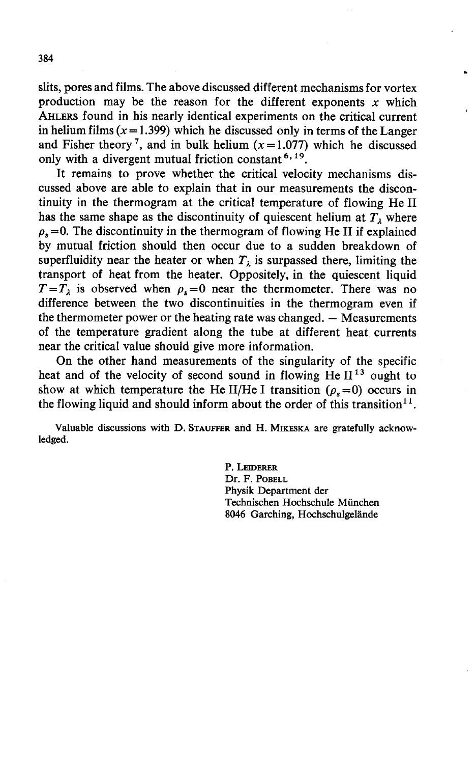slits, pores and films. The above discussed different mechanisms for vortex production may be the reason for the different exponents $x$ which AHLERS found in his nearly identical experiments on the critical current in helium films ($x = 1.399$) which he discussed only in terms of the Langer and Fisher theory[7], and in bulk helium ($x = 1.077$) which he discussed only with a divergent mutual friction constant[6,19].

It remains to prove whether the critical velocity mechanisms discussed above are able to explain that in our measurements the discontinuity in the thermogram at the critical temperature of flowing He II has the same shape as the discontinuity of quiescent helium at $T_\lambda$ where $\rho_s = 0$. The discontinuity in the thermogram of flowing He II if explained by mutual friction should then occur due to a sudden breakdown of superfluidity near the heater or when $T_\lambda$ is surpassed there, limiting the transport of heat from the heater. Oppositely, in the quiescent liquid $T = T_\lambda$ is observed when $\rho_s = 0$ near the thermometer. There was no difference between the two discontinuities in the thermogram even if the thermometer power or the heating rate was changed. — Measurements of the temperature gradient along the tube at different heat currents near the critical value should give more information.

On the other hand measurements of the singularity of the specific heat and of the velocity of second sound in flowing He II[13] ought to show at which temperature the He II/He I transition ($\rho_s = 0$) occurs in the flowing liquid and should inform about the order of this transition[11].

Valuable discussions with D. STAUFFER and H. MIKESKA are gratefully acknowledged.

P. LEIDERER
Dr. F. POBELL
Physik Department der
Technischen Hochschule München
8046 Garching, Hochschulgelände